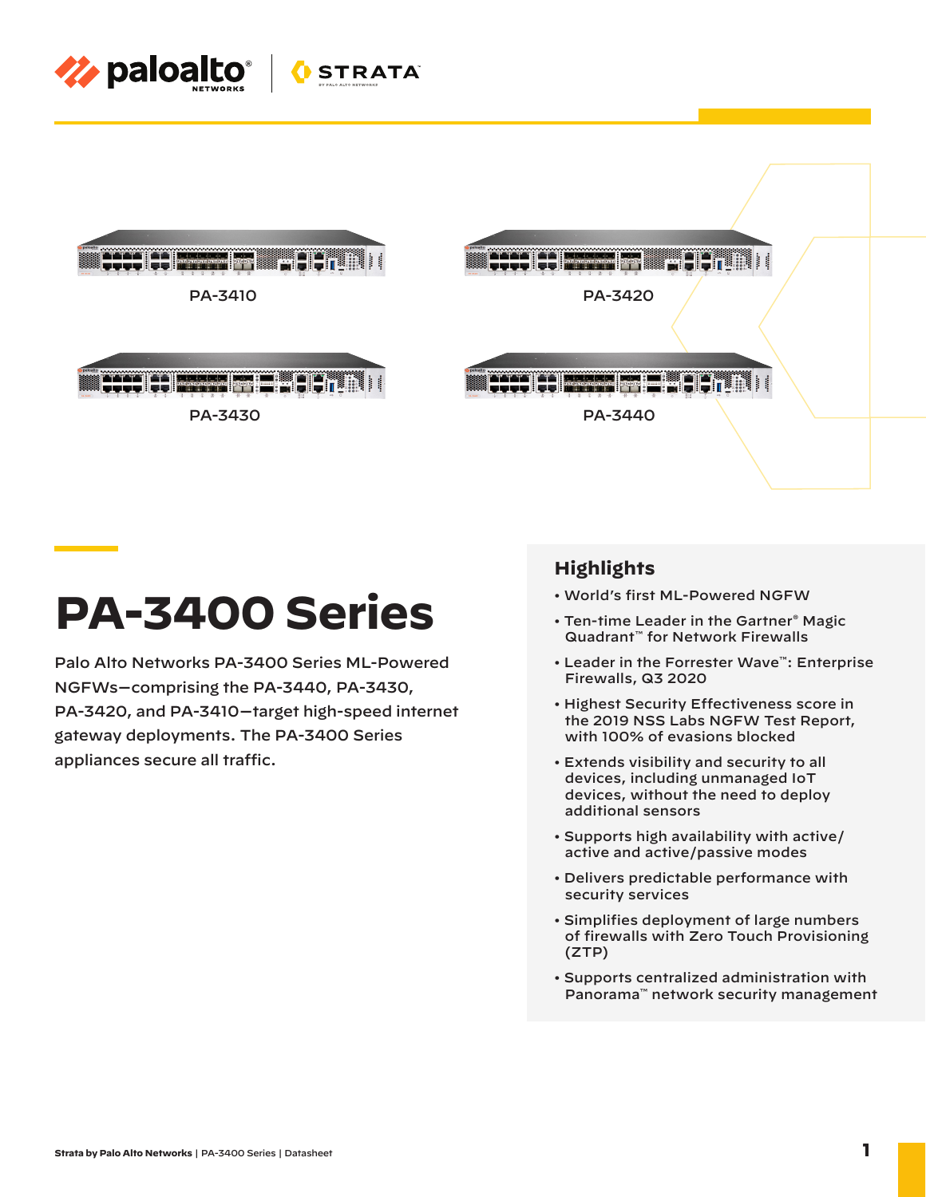PA-3410

PA-3420

PA-3430

PA-3440

# PA-3400 Series

Palo Alto Networks PA-3400 Series ML-Powered NGFWs—comprising the PA-3440, PA-3430, PA-3420, and PA-3410—target high-speed internet gateway deployments. The PA-3400 Series appliances secure all traffic.

## Highlights

- World's first ML-Powered NGFW
- Ten-time Leader in the Gartner® Magic Quadrant™ for Network Firewalls
- Leader in the Forrester Wave™: Enterprise Firewalls, Q3 2020
- Highest Security Effectiveness score in the 2019 NSS Labs NGFW Test Report, with 100% of evasions blocked
- Extends visibility and security to all devices, including unmanaged IoT devices, without the need to deploy additional sensors
- Supports high availability with active/active and active/passive modes
- Delivers predictable performance with security services
- Simplifies deployment of large numbers of firewalls with Zero Touch Provisioning (ZTP)
- Supports centralized administration with Panorama™ network security management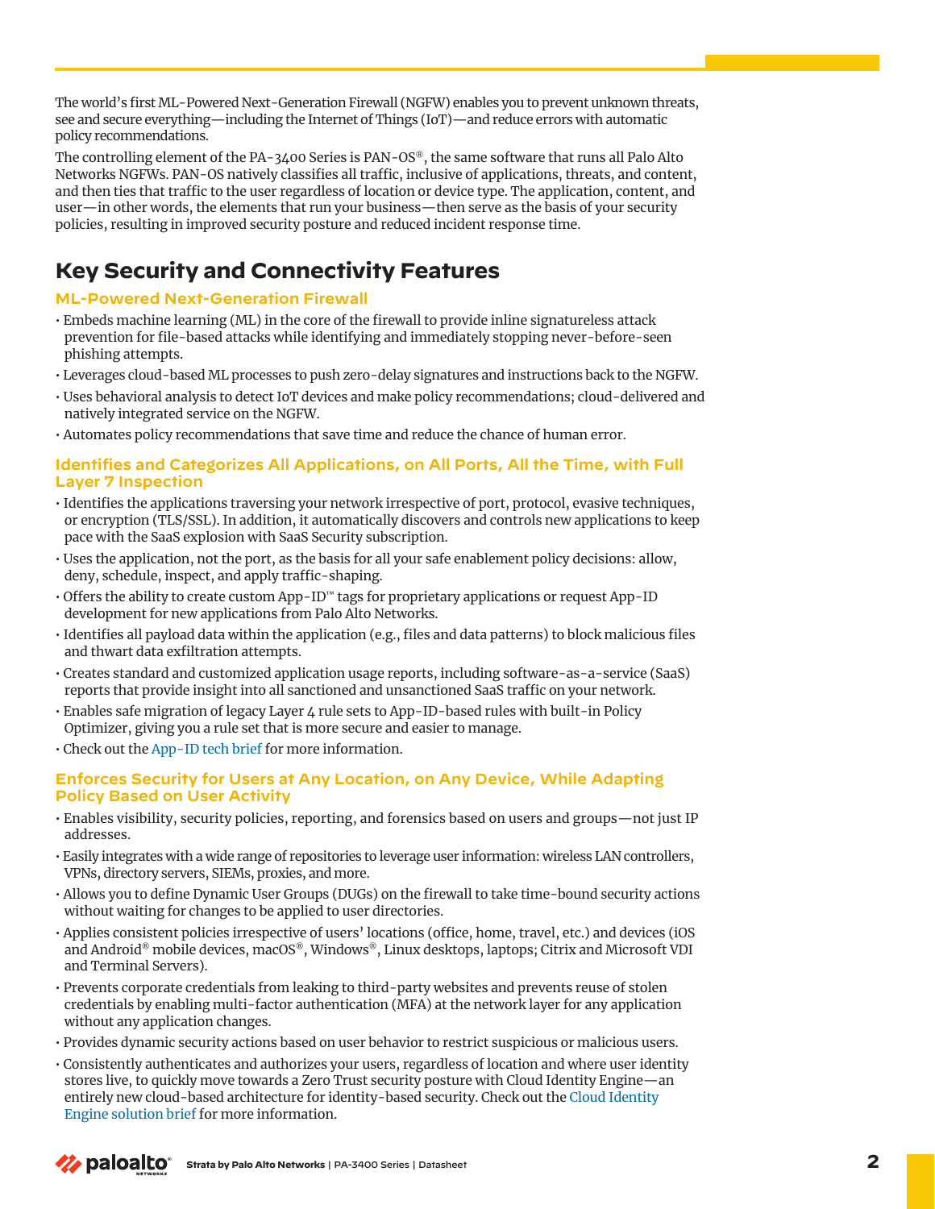The world's first ML-Powered Next-Generation Firewall (NGFW) enables you to prevent unknown threats, see and secure everything—including the Internet of Things (IoT)—and reduce errors with automatic policy recommendations.

The controlling element of the PA-3400 Series is PAN-OS®, the same software that runs all Palo Alto Networks NGFWs. PAN-OS natively classifies all traffic, inclusive of applications, threats, and content, and then ties that traffic to the user regardless of location or device type. The application, content, and user—in other words, the elements that run your business—then serve as the basis of your security policies, resulting in improved security posture and reduced incident response time.

## Key Security and Connectivity Features

### ML-Powered Next-Generation Firewall

- Embeds machine learning (ML) in the core of the firewall to provide inline signatureless attack prevention for file-based attacks while identifying and immediately stopping never-before-seen phishing attempts.
- Leverages cloud-based ML processes to push zero-delay signatures and instructions back to the NGFW.
- Uses behavioral analysis to detect IoT devices and make policy recommendations; cloud-delivered and natively integrated service on the NGFW.
- Automates policy recommendations that save time and reduce the chance of human error.

### Identifies and Categorizes All Applications, on All Ports, All the Time, with Full Layer 7 Inspection

- Identifies the applications traversing your network irrespective of port, protocol, evasive techniques, or encryption (TLS/SSL). In addition, it automatically discovers and controls new applications to keep pace with the SaaS explosion with SaaS Security subscription.
- Uses the application, not the port, as the basis for all your safe enablement policy decisions: allow, deny, schedule, inspect, and apply traffic-shaping.
- Offers the ability to create custom App-ID™ tags for proprietary applications or request App-ID development for new applications from Palo Alto Networks.
- Identifies all payload data within the application (e.g., files and data patterns) to block malicious files and thwart data exfiltration attempts.
- Creates standard and customized application usage reports, including software-as-a-service (SaaS) reports that provide insight into all sanctioned and unsanctioned SaaS traffic on your network.
- Enables safe migration of legacy Layer 4 rule sets to App-ID-based rules with built-in Policy Optimizer, giving you a rule set that is more secure and easier to manage.
- Check out the App-ID tech brief for more information.

### Enforces Security for Users at Any Location, on Any Device, While Adapting Policy Based on User Activity

- Enables visibility, security policies, reporting, and forensics based on users and groups—not just IP addresses.
- Easily integrates with a wide range of repositories to leverage user information: wireless LAN controllers, VPNs, directory servers, SIEMs, proxies, and more.
- Allows you to define Dynamic User Groups (DUGs) on the firewall to take time-bound security actions without waiting for changes to be applied to user directories.
- Applies consistent policies irrespective of users' locations (office, home, travel, etc.) and devices (iOS and Android® mobile devices, macOS®, Windows®, Linux desktops, laptops; Citrix and Microsoft VDI and Terminal Servers).
- Prevents corporate credentials from leaking to third-party websites and prevents reuse of stolen credentials by enabling multi-factor authentication (MFA) at the network layer for any application without any application changes.
- Provides dynamic security actions based on user behavior to restrict suspicious or malicious users.
- Consistently authenticates and authorizes your users, regardless of location and where user identity stores live, to quickly move towards a Zero Trust security posture with Cloud Identity Engine—an entirely new cloud-based architecture for identity-based security. Check out the Cloud Identity Engine solution brief for more information.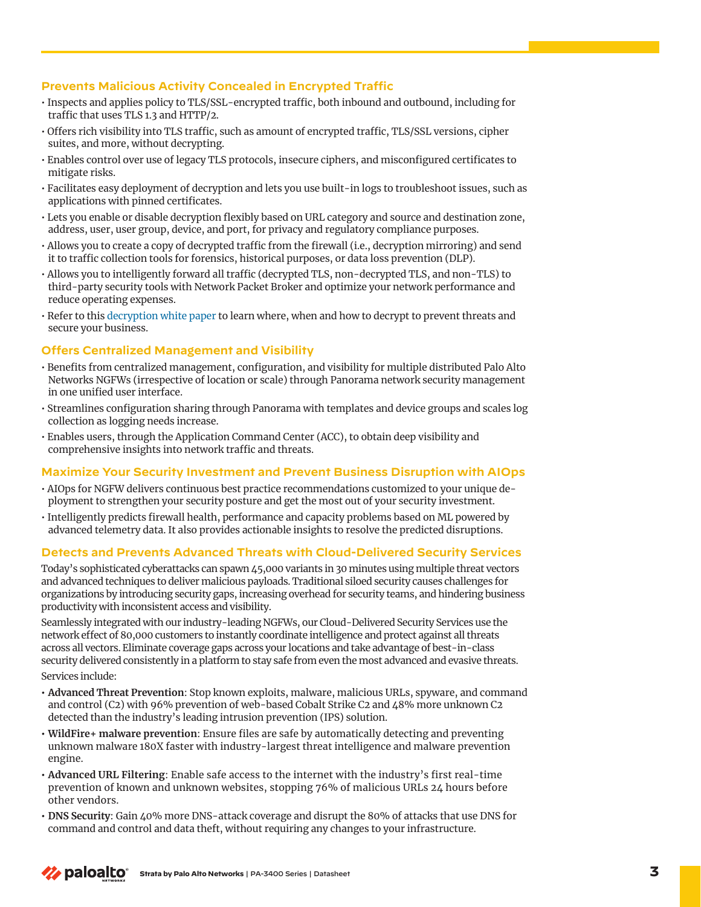## Prevents Malicious Activity Concealed in Encrypted Traffic

- Inspects and applies policy to TLS/SSL-encrypted traffic, both inbound and outbound, including for traffic that uses TLS 1.3 and HTTP/2.
- Offers rich visibility into TLS traffic, such as amount of encrypted traffic, TLS/SSL versions, cipher suites, and more, without decrypting.
- Enables control over use of legacy TLS protocols, insecure ciphers, and misconfigured certificates to mitigate risks.
- Facilitates easy deployment of decryption and lets you use built-in logs to troubleshoot issues, such as applications with pinned certificates.
- Lets you enable or disable decryption flexibly based on URL category and source and destination zone, address, user, user group, device, and port, for privacy and regulatory compliance purposes.
- Allows you to create a copy of decrypted traffic from the firewall (i.e., decryption mirroring) and send it to traffic collection tools for forensics, historical purposes, or data loss prevention (DLP).
- Allows you to intelligently forward all traffic (decrypted TLS, non-decrypted TLS, and non-TLS) to third-party security tools with Network Packet Broker and optimize your network performance and reduce operating expenses.
- Refer to this decryption white paper to learn where, when and how to decrypt to prevent threats and secure your business.

## Offers Centralized Management and Visibility

- Benefits from centralized management, configuration, and visibility for multiple distributed Palo Alto Networks NGFWs (irrespective of location or scale) through Panorama network security management in one unified user interface.
- Streamlines configuration sharing through Panorama with templates and device groups and scales log collection as logging needs increase.
- Enables users, through the Application Command Center (ACC), to obtain deep visibility and comprehensive insights into network traffic and threats.

## Maximize Your Security Investment and Prevent Business Disruption with AIOps

- AIOps for NGFW delivers continuous best practice recommendations customized to your unique deployment to strengthen your security posture and get the most out of your security investment.
- Intelligently predicts firewall health, performance and capacity problems based on ML powered by advanced telemetry data. It also provides actionable insights to resolve the predicted disruptions.

## Detects and Prevents Advanced Threats with Cloud-Delivered Security Services

Today's sophisticated cyberattacks can spawn 45,000 variants in 30 minutes using multiple threat vectors and advanced techniques to deliver malicious payloads. Traditional siloed security causes challenges for organizations by introducing security gaps, increasing overhead for security teams, and hindering business productivity with inconsistent access and visibility.

Seamlessly integrated with our industry-leading NGFWs, our Cloud-Delivered Security Services use the network effect of 80,000 customers to instantly coordinate intelligence and protect against all threats across all vectors. Eliminate coverage gaps across your locations and take advantage of best-in-class security delivered consistently in a platform to stay safe from even the most advanced and evasive threats.

Services include:

- **Advanced Threat Prevention**: Stop known exploits, malware, malicious URLs, spyware, and command and control (C2) with 96% prevention of web-based Cobalt Strike C2 and 48% more unknown C2 detected than the industry's leading intrusion prevention (IPS) solution.
- **WildFire+ malware prevention**: Ensure files are safe by automatically detecting and preventing unknown malware 180X faster with industry-largest threat intelligence and malware prevention engine.
- **Advanced URL Filtering**: Enable safe access to the internet with the industry's first real-time prevention of known and unknown websites, stopping 76% of malicious URLs 24 hours before other vendors.
- **DNS Security**: Gain 40% more DNS-attack coverage and disrupt the 80% of attacks that use DNS for command and control and data theft, without requiring any changes to your infrastructure.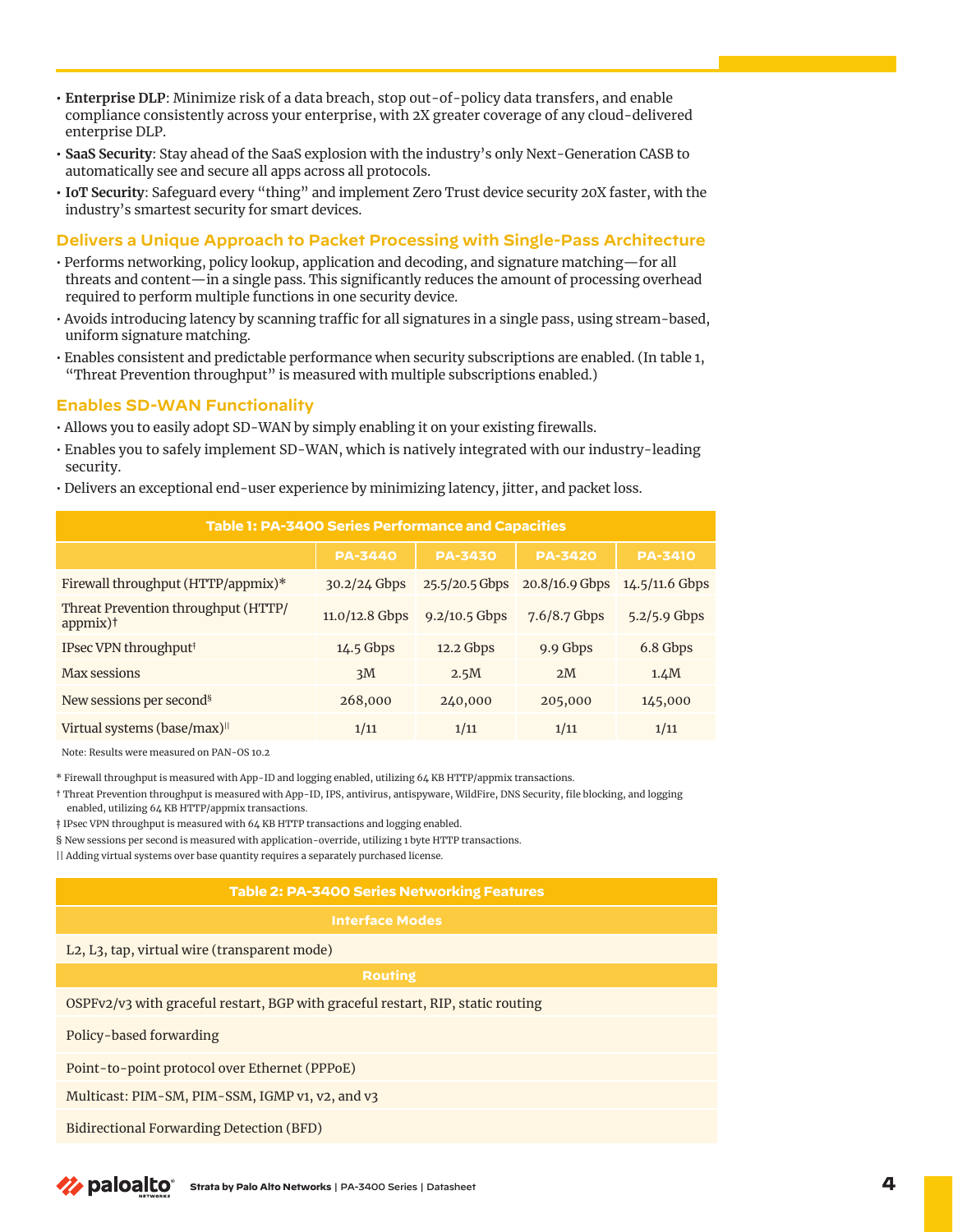- **Enterprise DLP**: Minimize risk of a data breach, stop out-of-policy data transfers, and enable compliance consistently across your enterprise, with 2X greater coverage of any cloud-delivered enterprise DLP.
- **SaaS Security**: Stay ahead of the SaaS explosion with the industry's only Next-Generation CASB to automatically see and secure all apps across all protocols.
- **IoT Security**: Safeguard every "thing" and implement Zero Trust device security 20X faster, with the industry's smartest security for smart devices.

### Delivers a Unique Approach to Packet Processing with Single-Pass Architecture

- Performs networking, policy lookup, application and decoding, and signature matching—for all threats and content—in a single pass. This significantly reduces the amount of processing overhead required to perform multiple functions in one security device.
- Avoids introducing latency by scanning traffic for all signatures in a single pass, using stream-based, uniform signature matching.
- Enables consistent and predictable performance when security subscriptions are enabled. (In table 1, "Threat Prevention throughput" is measured with multiple subscriptions enabled.)

### Enables SD-WAN Functionality

- Allows you to easily adopt SD-WAN by simply enabling it on your existing firewalls.
- Enables you to safely implement SD-WAN, which is natively integrated with our industry-leading security.
- Delivers an exceptional end-user experience by minimizing latency, jitter, and packet loss.

**Table 1: PA-3400 Series Performance and Capacities**

| | PA-3440 | PA-3430 | PA-3420 | PA-3410 |
|---|---|---|---|---|
| Firewall throughput (HTTP/appmix)* | 30.2/24 Gbps | 25.5/20.5 Gbps | 20.8/16.9 Gbps | 14.5/11.6 Gbps |
| Threat Prevention throughput (HTTP/appmix)† | 11.0/12.8 Gbps | 9.2/10.5 Gbps | 7.6/8.7 Gbps | 5.2/5.9 Gbps |
| IPsec VPN throughput‡ | 14.5 Gbps | 12.2 Gbps | 9.9 Gbps | 6.8 Gbps |
| Max sessions | 3M | 2.5M | 2M | 1.4M |
| New sessions per second§ | 268,000 | 240,000 | 205,000 | 145,000 |
| Virtual systems (base/max)‖ | 1/11 | 1/11 | 1/11 | 1/11 |

Note: Results were measured on PAN-OS 10.2

\* Firewall throughput is measured with App-ID and logging enabled, utilizing 64 KB HTTP/appmix transactions.

† Threat Prevention throughput is measured with App-ID, IPS, antivirus, antispyware, WildFire, DNS Security, file blocking, and logging enabled, utilizing 64 KB HTTP/appmix transactions.

‡ IPsec VPN throughput is measured with 64 KB HTTP transactions and logging enabled.

§ New sessions per second is measured with application-override, utilizing 1 byte HTTP transactions.

|| Adding virtual systems over base quantity requires a separately purchased license.

**Table 2: PA-3400 Series Networking Features**

| Interface Modes |
|---|
| L2, L3, tap, virtual wire (transparent mode) |
| **Routing** |
| OSPFv2/v3 with graceful restart, BGP with graceful restart, RIP, static routing |
| Policy-based forwarding |
| Point-to-point protocol over Ethernet (PPPoE) |
| Multicast: PIM-SM, PIM-SSM, IGMP v1, v2, and v3 |
| Bidirectional Forwarding Detection (BFD) |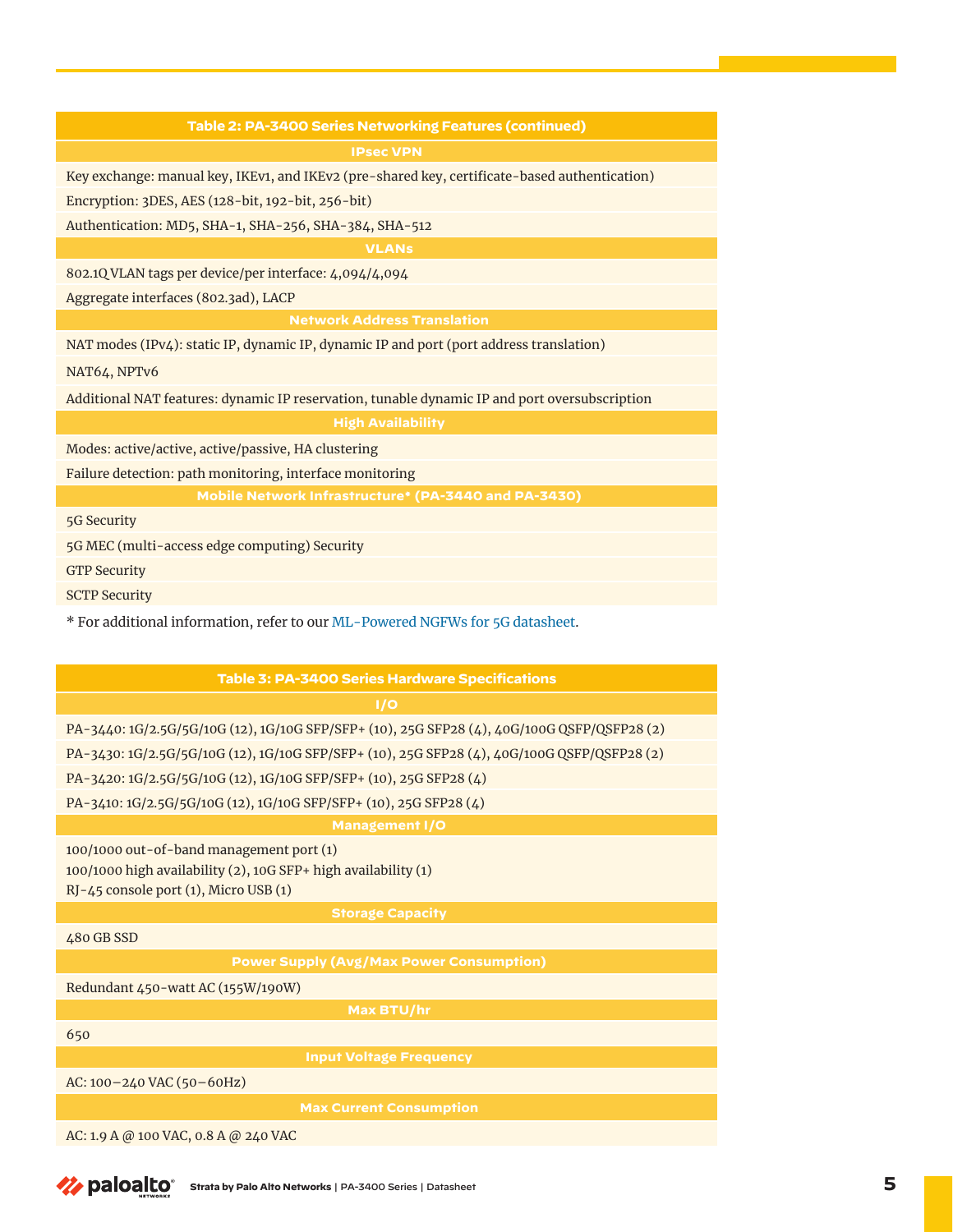| Table 2: PA-3400 Series Networking Features (continued) |
| --- |
| **IPsec VPN** |
| Key exchange: manual key, IKEv1, and IKEv2 (pre-shared key, certificate-based authentication) |
| Encryption: 3DES, AES (128-bit, 192-bit, 256-bit) |
| Authentication: MD5, SHA-1, SHA-256, SHA-384, SHA-512 |
| **VLANs** |
| 802.1Q VLAN tags per device/per interface: 4,094/4,094 |
| Aggregate interfaces (802.3ad), LACP |
| **Network Address Translation** |
| NAT modes (IPv4): static IP, dynamic IP, dynamic IP and port (port address translation) |
| NAT64, NPTv6 |
| Additional NAT features: dynamic IP reservation, tunable dynamic IP and port oversubscription |
| **High Availability** |
| Modes: active/active, active/passive, HA clustering |
| Failure detection: path monitoring, interface monitoring |
| **Mobile Network Infrastructure* (PA-3440 and PA-3430)** |
| 5G Security |
| 5G MEC (multi-access edge computing) Security |
| GTP Security |
| SCTP Security |

* For additional information, refer to our ML-Powered NGFWs for 5G datasheet.

| Table 3: PA-3400 Series Hardware Specifications |
| --- |
| **I/O** |
| PA-3440: 1G/2.5G/5G/10G (12), 1G/10G SFP/SFP+ (10), 25G SFP28 (4), 40G/100G QSFP/QSFP28 (2) |
| PA-3430: 1G/2.5G/5G/10G (12), 1G/10G SFP/SFP+ (10), 25G SFP28 (4), 40G/100G QSFP/QSFP28 (2) |
| PA-3420: 1G/2.5G/5G/10G (12), 1G/10G SFP/SFP+ (10), 25G SFP28 (4) |
| PA-3410: 1G/2.5G/5G/10G (12), 1G/10G SFP/SFP+ (10), 25G SFP28 (4) |
| **Management I/O** |
| 100/1000 out-of-band management port (1)<br>100/1000 high availability (2), 10G SFP+ high availability (1)<br>RJ-45 console port (1), Micro USB (1) |
| **Storage Capacity** |
| 480 GB SSD |
| **Power Supply (Avg/Max Power Consumption)** |
| Redundant 450-watt AC (155W/190W) |
| **Max BTU/hr** |
| 650 |
| **Input Voltage Frequency** |
| AC: 100–240 VAC (50–60Hz) |
| **Max Current Consumption** |
| AC: 1.9 A @ 100 VAC, 0.8 A @ 240 VAC |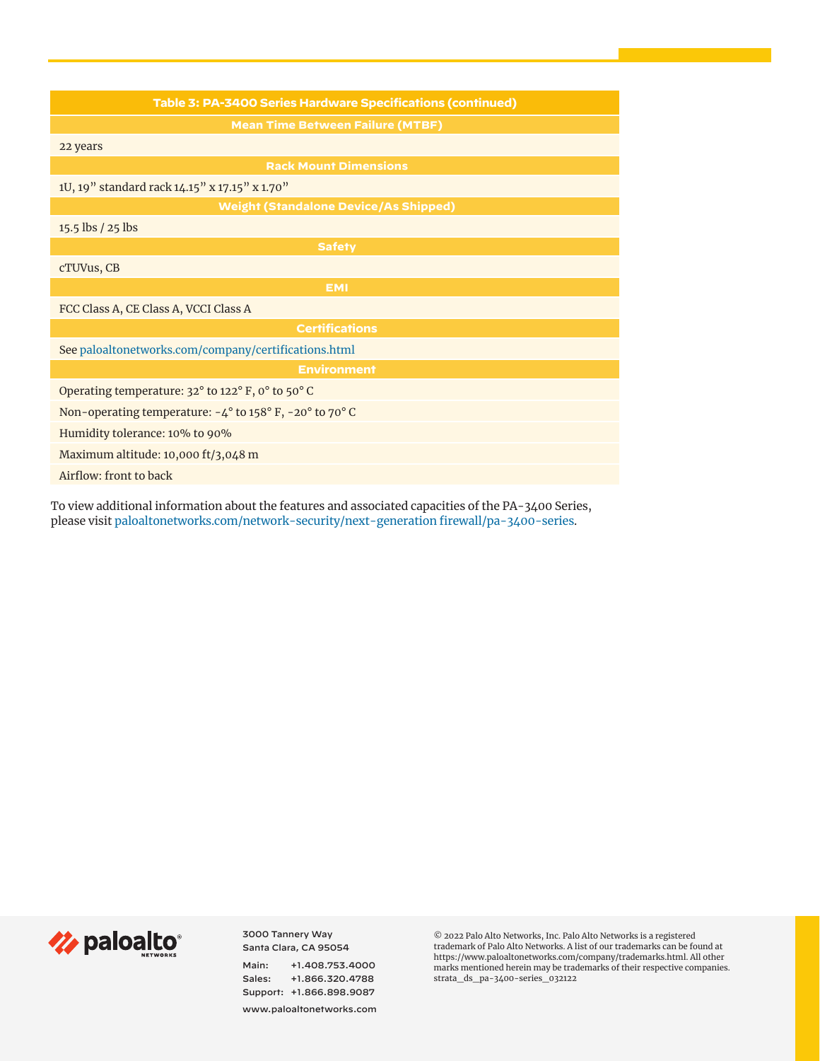| Table 3: PA-3400 Series Hardware Specifications (continued) |
|---|
| **Mean Time Between Failure (MTBF)** |
| 22 years |
| **Rack Mount Dimensions** |
| 1U, 19” standard rack 14.15” x 17.15” x 1.70” |
| **Weight (Standalone Device/As Shipped)** |
| 15.5 lbs / 25 lbs |
| **Safety** |
| cTUVus, CB |
| **EMI** |
| FCC Class A, CE Class A, VCCI Class A |
| **Certifications** |
| See paloaltonetworks.com/company/certifications.html |
| **Environment** |
| Operating temperature: 32° to 122° F, 0° to 50° C |
| Non-operating temperature: -4° to 158° F, -20° to 70° C |
| Humidity tolerance: 10% to 90% |
| Maximum altitude: 10,000 ft/3,048 m |
| Airflow: front to back |

To view additional information about the features and associated capacities of the PA-3400 Series, please visit paloaltonetworks.com/network-security/next-generation firewall/pa-3400-series.

paloalto NETWORKS

3000 Tannery Way
Santa Clara, CA 95054

Main: +1.408.753.4000
Sales: +1.866.320.4788
Support: +1.866.898.9087

www.paloaltonetworks.com

© 2022 Palo Alto Networks, Inc. Palo Alto Networks is a registered trademark of Palo Alto Networks. A list of our trademarks can be found at https://www.paloaltonetworks.com/company/trademarks.html. All other marks mentioned herein may be trademarks of their respective companies. strata_ds_pa-3400-series_032122